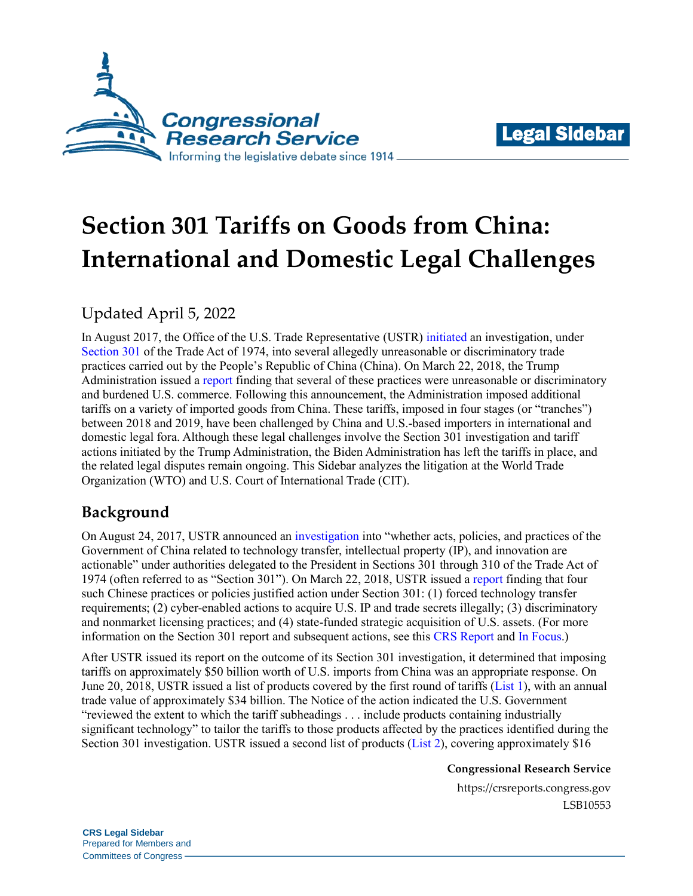# Section 301 Tariffs on Goods from China: International and Domestic Legal Challenges

Updated April 5, 2022

In August 2017, the Office of the U.S. Trade Representative (USTR) initiated an investigation, under Section 301 of the Trade Act of 1974, into several allegedly unreasonable or discriminatory trade practices carried out by the People's Republic of China (China). On March 22, 2018, the Trump Administration issued a report finding that several of these practices were unreasonable or discriminatory and burdened U.S. commerce. Following this announcement, the Administration imposed additional tariffs on a variety of imported goods from China. These tariffs, imposed in four stages (or "tranches") between 2018 and 2019, have been challenged by China and U.S.-based importers in international and domestic legal fora. Although these legal challenges involve the Section 301 investigation and tariff actions initiated by the Trump Administration, the Biden Administration has left the tariffs in place, and the related legal disputes remain ongoing. This Sidebar analyzes the litigation at the World Trade Organization (WTO) and U.S. Court of International Trade (CIT).

## Background

On August 24, 2017, USTR announced an investigation into "whether acts, policies, and practices of the Government of China related to technology transfer, intellectual property (IP), and innovation are actionable" under authorities delegated to the President in Sections 301 through 310 of the Trade Act of 1974 (often referred to as "Section 301"). On March 22, 2018, USTR issued a report finding that four such Chinese practices or policies justified action under Section 301: (1) forced technology transfer requirements; (2) cyber-enabled actions to acquire U.S. IP and trade secrets illegally; (3) discriminatory and nonmarket licensing practices; and (4) state-funded strategic acquisition of U.S. assets. (For more information on the Section 301 report and subsequent actions, see this CRS Report and In Focus.)

After USTR issued its report on the outcome of its Section 301 investigation, it determined that imposing tariffs on approximately $50 billion worth of U.S. imports from China was an appropriate response. On June 20, 2018, USTR issued a list of products covered by the first round of tariffs (List 1), with an annual trade value of approximately $34 billion. The Notice of the action indicated the U.S. Government "reviewed the extent to which the tariff subheadings . . . include products containing industrially significant technology" to tailor the tariffs to those products affected by the practices identified during the Section 301 investigation. USTR issued a second list of products (List 2), covering approximately $16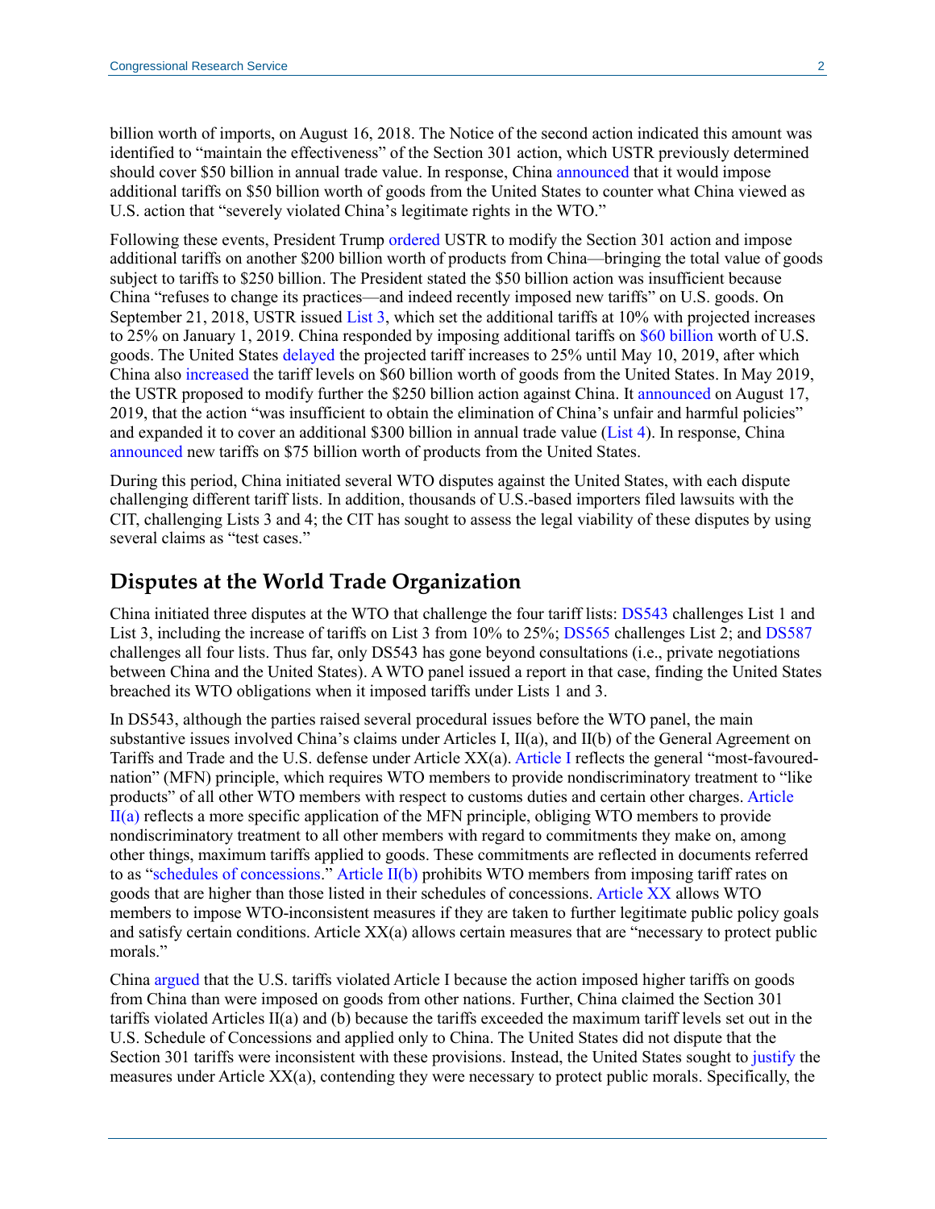billion worth of imports, on August 16, 2018. The Notice of the second action indicated this amount was identified to "maintain the effectiveness" of the Section 301 action, which USTR previously determined should cover $50 billion in annual trade value. In response, China announced that it would impose additional tariffs on $50 billion worth of goods from the United States to counter what China viewed as U.S. action that "severely violated China's legitimate rights in the WTO."

Following these events, President Trump ordered USTR to modify the Section 301 action and impose additional tariffs on another $200 billion worth of products from China—bringing the total value of goods subject to tariffs to $250 billion. The President stated the $50 billion action was insufficient because China "refuses to change its practices—and indeed recently imposed new tariffs" on U.S. goods. On September 21, 2018, USTR issued List 3, which set the additional tariffs at 10% with projected increases to 25% on January 1, 2019. China responded by imposing additional tariffs on $60 billion worth of U.S. goods. The United States delayed the projected tariff increases to 25% until May 10, 2019, after which China also increased the tariff levels on $60 billion worth of goods from the United States. In May 2019, the USTR proposed to modify further the $250 billion action against China. It announced on August 17, 2019, that the action "was insufficient to obtain the elimination of China's unfair and harmful policies" and expanded it to cover an additional $300 billion in annual trade value (List 4). In response, China announced new tariffs on $75 billion worth of products from the United States.

During this period, China initiated several WTO disputes against the United States, with each dispute challenging different tariff lists. In addition, thousands of U.S.-based importers filed lawsuits with the CIT, challenging Lists 3 and 4; the CIT has sought to assess the legal viability of these disputes by using several claims as "test cases."

## Disputes at the World Trade Organization

China initiated three disputes at the WTO that challenge the four tariff lists: DS543 challenges List 1 and List 3, including the increase of tariffs on List 3 from 10% to 25%; DS565 challenges List 2; and DS587 challenges all four lists. Thus far, only DS543 has gone beyond consultations (i.e., private negotiations between China and the United States). A WTO panel issued a report in that case, finding the United States breached its WTO obligations when it imposed tariffs under Lists 1 and 3.

In DS543, although the parties raised several procedural issues before the WTO panel, the main substantive issues involved China's claims under Articles I, II(a), and II(b) of the General Agreement on Tariffs and Trade and the U.S. defense under Article XX(a). Article I reflects the general "most-favoured-nation" (MFN) principle, which requires WTO members to provide nondiscriminatory treatment to "like products" of all other WTO members with respect to customs duties and certain other charges. Article II(a) reflects a more specific application of the MFN principle, obliging WTO members to provide nondiscriminatory treatment to all other members with regard to commitments they make on, among other things, maximum tariffs applied to goods. These commitments are reflected in documents referred to as "schedules of concessions." Article II(b) prohibits WTO members from imposing tariff rates on goods that are higher than those listed in their schedules of concessions. Article XX allows WTO members to impose WTO-inconsistent measures if they are taken to further legitimate public policy goals and satisfy certain conditions. Article XX(a) allows certain measures that are "necessary to protect public morals."

China argued that the U.S. tariffs violated Article I because the action imposed higher tariffs on goods from China than were imposed on goods from other nations. Further, China claimed the Section 301 tariffs violated Articles II(a) and (b) because the tariffs exceeded the maximum tariff levels set out in the U.S. Schedule of Concessions and applied only to China. The United States did not dispute that the Section 301 tariffs were inconsistent with these provisions. Instead, the United States sought to justify the measures under Article XX(a), contending they were necessary to protect public morals. Specifically, the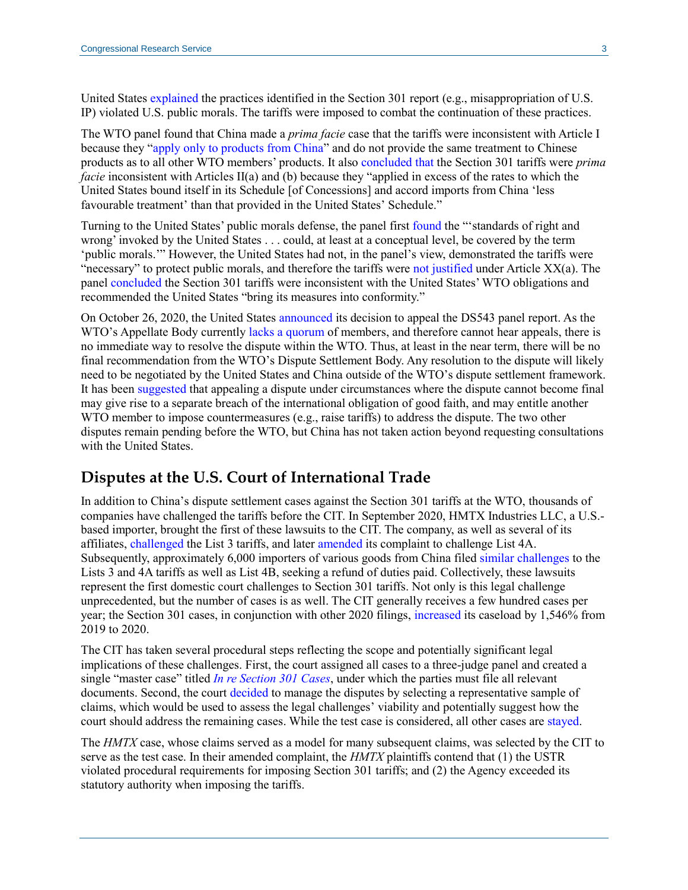United States explained the practices identified in the Section 301 report (e.g., misappropriation of U.S. IP) violated U.S. public morals. The tariffs were imposed to combat the continuation of these practices.

The WTO panel found that China made a *prima facie* case that the tariffs were inconsistent with Article I because they "apply only to products from China" and do not provide the same treatment to Chinese products as to all other WTO members' products. It also concluded that the Section 301 tariffs were *prima facie* inconsistent with Articles II(a) and (b) because they "applied in excess of the rates to which the United States bound itself in its Schedule [of Concessions] and accord imports from China 'less favourable treatment' than that provided in the United States' Schedule."

Turning to the United States' public morals defense, the panel first found the "'standards of right and wrong' invoked by the United States . . . could, at least at a conceptual level, be covered by the term 'public morals.'" However, the United States had not, in the panel's view, demonstrated the tariffs were "necessary" to protect public morals, and therefore the tariffs were not justified under Article XX(a). The panel concluded the Section 301 tariffs were inconsistent with the United States' WTO obligations and recommended the United States "bring its measures into conformity."

On October 26, 2020, the United States announced its decision to appeal the DS543 panel report. As the WTO's Appellate Body currently lacks a quorum of members, and therefore cannot hear appeals, there is no immediate way to resolve the dispute within the WTO. Thus, at least in the near term, there will be no final recommendation from the WTO's Dispute Settlement Body. Any resolution to the dispute will likely need to be negotiated by the United States and China outside of the WTO's dispute settlement framework. It has been suggested that appealing a dispute under circumstances where the dispute cannot become final may give rise to a separate breach of the international obligation of good faith, and may entitle another WTO member to impose countermeasures (e.g., raise tariffs) to address the dispute. The two other disputes remain pending before the WTO, but China has not taken action beyond requesting consultations with the United States.

## Disputes at the U.S. Court of International Trade

In addition to China's dispute settlement cases against the Section 301 tariffs at the WTO, thousands of companies have challenged the tariffs before the CIT. In September 2020, HMTX Industries LLC, a U.S.-based importer, brought the first of these lawsuits to the CIT. The company, as well as several of its affiliates, challenged the List 3 tariffs, and later amended its complaint to challenge List 4A. Subsequently, approximately 6,000 importers of various goods from China filed similar challenges to the Lists 3 and 4A tariffs as well as List 4B, seeking a refund of duties paid. Collectively, these lawsuits represent the first domestic court challenges to Section 301 tariffs. Not only is this legal challenge unprecedented, but the number of cases is as well. The CIT generally receives a few hundred cases per year; the Section 301 cases, in conjunction with other 2020 filings, increased its caseload by 1,546% from 2019 to 2020.

The CIT has taken several procedural steps reflecting the scope and potentially significant legal implications of these challenges. First, the court assigned all cases to a three-judge panel and created a single "master case" titled *In re Section 301 Cases*, under which the parties must file all relevant documents. Second, the court decided to manage the disputes by selecting a representative sample of claims, which would be used to assess the legal challenges' viability and potentially suggest how the court should address the remaining cases. While the test case is considered, all other cases are stayed.

The *HMTX* case, whose claims served as a model for many subsequent claims, was selected by the CIT to serve as the test case. In their amended complaint, the *HMTX* plaintiffs contend that (1) the USTR violated procedural requirements for imposing Section 301 tariffs; and (2) the Agency exceeded its statutory authority when imposing the tariffs.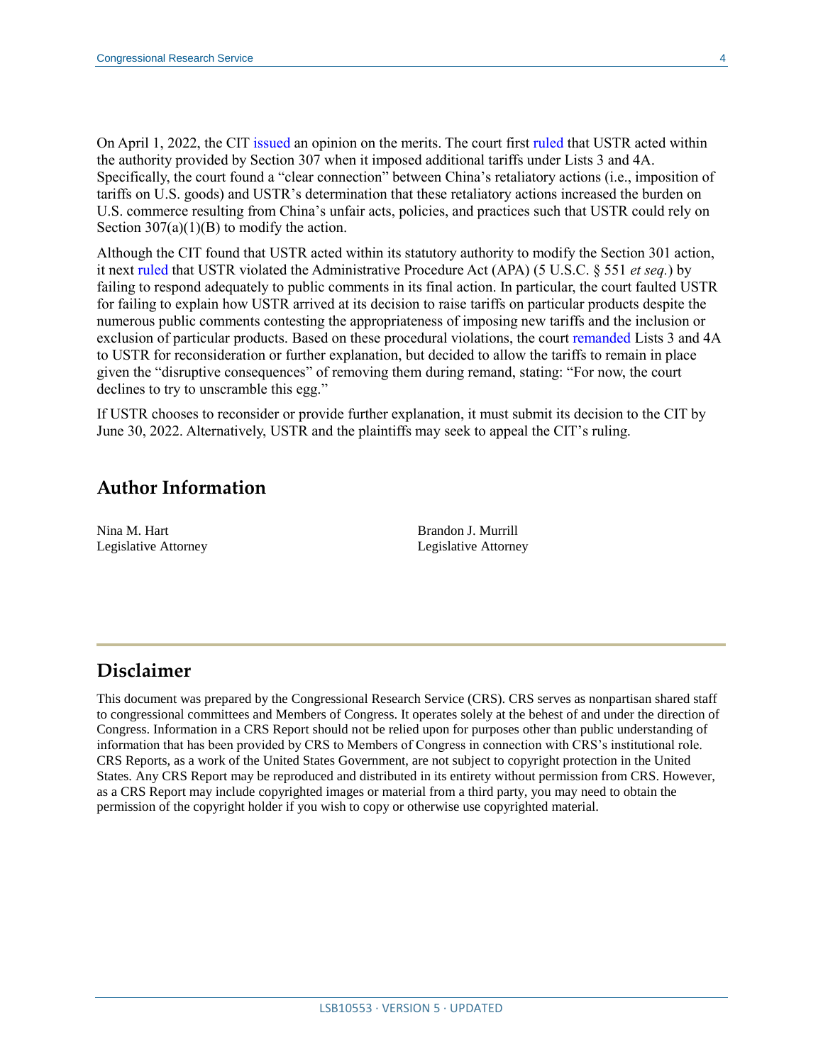On April 1, 2022, the CIT issued an opinion on the merits. The court first ruled that USTR acted within the authority provided by Section 307 when it imposed additional tariffs under Lists 3 and 4A. Specifically, the court found a "clear connection" between China's retaliatory actions (i.e., imposition of tariffs on U.S. goods) and USTR's determination that these retaliatory actions increased the burden on U.S. commerce resulting from China's unfair acts, policies, and practices such that USTR could rely on Section 307(a)(1)(B) to modify the action.

Although the CIT found that USTR acted within its statutory authority to modify the Section 301 action, it next ruled that USTR violated the Administrative Procedure Act (APA) (5 U.S.C. § 551 *et seq.*) by failing to respond adequately to public comments in its final action. In particular, the court faulted USTR for failing to explain how USTR arrived at its decision to raise tariffs on particular products despite the numerous public comments contesting the appropriateness of imposing new tariffs and the inclusion or exclusion of particular products. Based on these procedural violations, the court remanded Lists 3 and 4A to USTR for reconsideration or further explanation, but decided to allow the tariffs to remain in place given the "disruptive consequences" of removing them during remand, stating: "For now, the court declines to try to unscramble this egg."

If USTR chooses to reconsider or provide further explanation, it must submit its decision to the CIT by June 30, 2022. Alternatively, USTR and the plaintiffs may seek to appeal the CIT's ruling.

## Author Information

Nina M. Hart
Legislative Attorney

Brandon J. Murrill
Legislative Attorney

## Disclaimer

This document was prepared by the Congressional Research Service (CRS). CRS serves as nonpartisan shared staff to congressional committees and Members of Congress. It operates solely at the behest of and under the direction of Congress. Information in a CRS Report should not be relied upon for purposes other than public understanding of information that has been provided by CRS to Members of Congress in connection with CRS's institutional role. CRS Reports, as a work of the United States Government, are not subject to copyright protection in the United States. Any CRS Report may be reproduced and distributed in its entirety without permission from CRS. However, as a CRS Report may include copyrighted images or material from a third party, you may need to obtain the permission of the copyright holder if you wish to copy or otherwise use copyrighted material.

LSB10553 · VERSION 5 · UPDATED